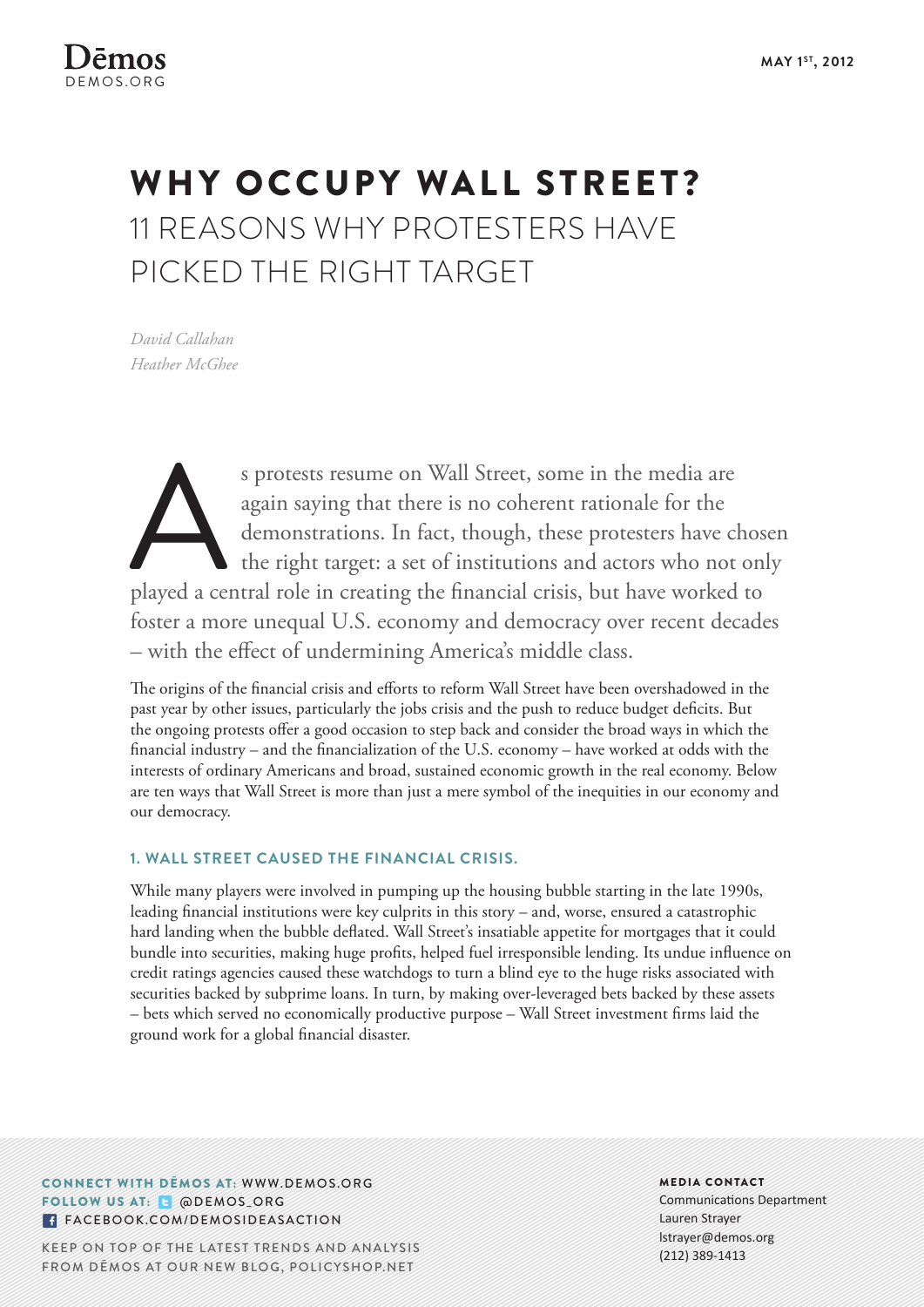Dēmos
DEMOS.ORG

MAY 1ST, 2012

# WHY OCCUPY WALL STREET?

## 11 REASONS WHY PROTESTERS HAVE PICKED THE RIGHT TARGET

*David Callahan*
*Heather McGhee*

As protests resume on Wall Street, some in the media are again saying that there is no coherent rationale for the demonstrations. In fact, though, these protesters have chosen the right target: a set of institutions and actors who not only played a central role in creating the financial crisis, but have worked to foster a more unequal U.S. economy and democracy over recent decades – with the effect of undermining America's middle class.

The origins of the financial crisis and efforts to reform Wall Street have been overshadowed in the past year by other issues, particularly the jobs crisis and the push to reduce budget deficits. But the ongoing protests offer a good occasion to step back and consider the broad ways in which the financial industry – and the financialization of the U.S. economy – have worked at odds with the interests of ordinary Americans and broad, sustained economic growth in the real economy. Below are ten ways that Wall Street is more than just a mere symbol of the inequities in our economy and our democracy.

### 1. WALL STREET CAUSED THE FINANCIAL CRISIS.

While many players were involved in pumping up the housing bubble starting in the late 1990s, leading financial institutions were key culprits in this story – and, worse, ensured a catastrophic hard landing when the bubble deflated. Wall Street's insatiable appetite for mortgages that it could bundle into securities, making huge profits, helped fuel irresponsible lending. Its undue influence on credit ratings agencies caused these watchdogs to turn a blind eye to the huge risks associated with securities backed by subprime loans. In turn, by making over-leveraged bets backed by these assets – bets which served no economically productive purpose – Wall Street investment firms laid the ground work for a global financial disaster.

**CONNECT WITH DĒMOS AT:** WWW.DEMOS.ORG
**FOLLOW US AT:** @DEMOS_ORG
FACEBOOK.COM/DEMOSIDEASACTION

KEEP ON TOP OF THE LATEST TRENDS AND ANALYSIS FROM DĒMOS AT OUR NEW BLOG, POLICYSHOP.NET

**MEDIA CONTACT**
Communications Department
Lauren Strayer
lstrayer@demos.org
(212) 389-1413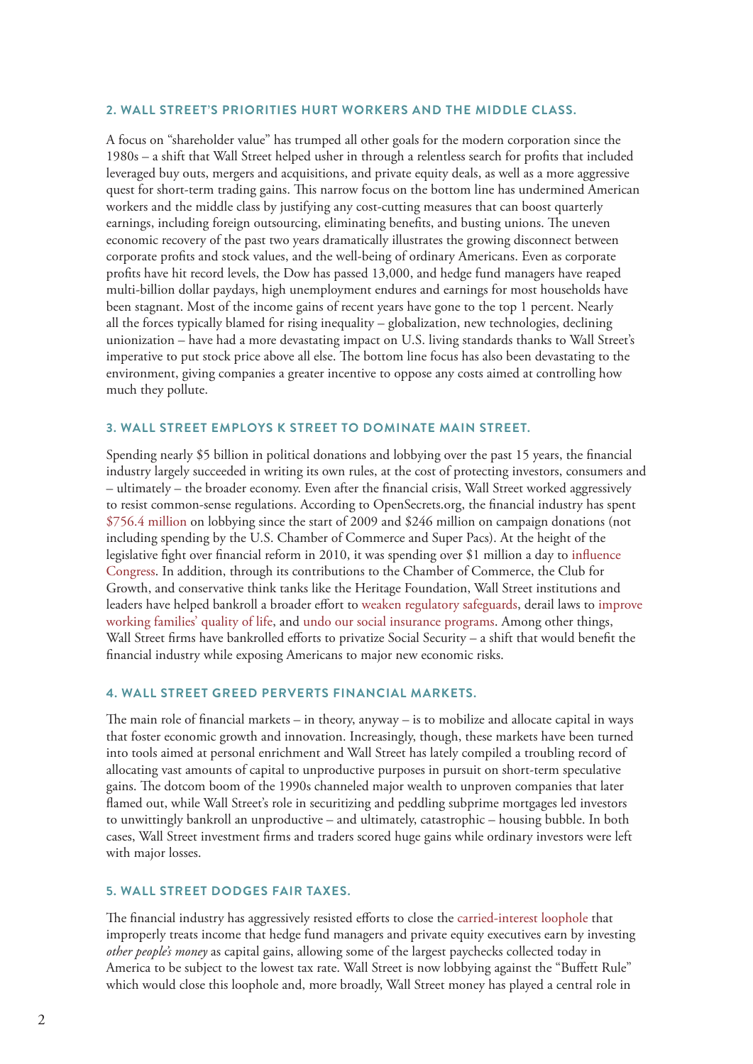### 2. WALL STREET'S PRIORITIES HURT WORKERS AND THE MIDDLE CLASS.

A focus on "shareholder value" has trumped all other goals for the modern corporation since the 1980s – a shift that Wall Street helped usher in through a relentless search for profits that included leveraged buy outs, mergers and acquisitions, and private equity deals, as well as a more aggressive quest for short-term trading gains. This narrow focus on the bottom line has undermined American workers and the middle class by justifying any cost-cutting measures that can boost quarterly earnings, including foreign outsourcing, eliminating benefits, and busting unions. The uneven economic recovery of the past two years dramatically illustrates the growing disconnect between corporate profits and stock values, and the well-being of ordinary Americans. Even as corporate profits have hit record levels, the Dow has passed 13,000, and hedge fund managers have reaped multi-billion dollar paydays, high unemployment endures and earnings for most households have been stagnant. Most of the income gains of recent years have gone to the top 1 percent. Nearly all the forces typically blamed for rising inequality – globalization, new technologies, declining unionization – have had a more devastating impact on U.S. living standards thanks to Wall Street's imperative to put stock price above all else. The bottom line focus has also been devastating to the environment, giving companies a greater incentive to oppose any costs aimed at controlling how much they pollute.

### 3. WALL STREET EMPLOYS K STREET TO DOMINATE MAIN STREET.

Spending nearly $5 billion in political donations and lobbying over the past 15 years, the financial industry largely succeeded in writing its own rules, at the cost of protecting investors, consumers and – ultimately – the broader economy. Even after the financial crisis, Wall Street worked aggressively to resist common-sense regulations. According to OpenSecrets.org, the financial industry has spent $756.4 million on lobbying since the start of 2009 and $246 million on campaign donations (not including spending by the U.S. Chamber of Commerce and Super Pacs). At the height of the legislative fight over financial reform in 2010, it was spending over $1 million a day to influence Congress. In addition, through its contributions to the Chamber of Commerce, the Club for Growth, and conservative think tanks like the Heritage Foundation, Wall Street institutions and leaders have helped bankroll a broader effort to weaken regulatory safeguards, derail laws to improve working families' quality of life, and undo our social insurance programs. Among other things, Wall Street firms have bankrolled efforts to privatize Social Security – a shift that would benefit the financial industry while exposing Americans to major new economic risks.

### 4. WALL STREET GREED PERVERTS FINANCIAL MARKETS.

The main role of financial markets – in theory, anyway – is to mobilize and allocate capital in ways that foster economic growth and innovation. Increasingly, though, these markets have been turned into tools aimed at personal enrichment and Wall Street has lately compiled a troubling record of allocating vast amounts of capital to unproductive purposes in pursuit on short-term speculative gains. The dotcom boom of the 1990s channeled major wealth to unproven companies that later flamed out, while Wall Street's role in securitizing and peddling subprime mortgages led investors to unwittingly bankroll an unproductive – and ultimately, catastrophic – housing bubble. In both cases, Wall Street investment firms and traders scored huge gains while ordinary investors were left with major losses.

### 5. WALL STREET DODGES FAIR TAXES.

The financial industry has aggressively resisted efforts to close the carried-interest loophole that improperly treats income that hedge fund managers and private equity executives earn by investing *other people's money* as capital gains, allowing some of the largest paychecks collected today in America to be subject to the lowest tax rate. Wall Street is now lobbying against the "Buffett Rule" which would close this loophole and, more broadly, Wall Street money has played a central role in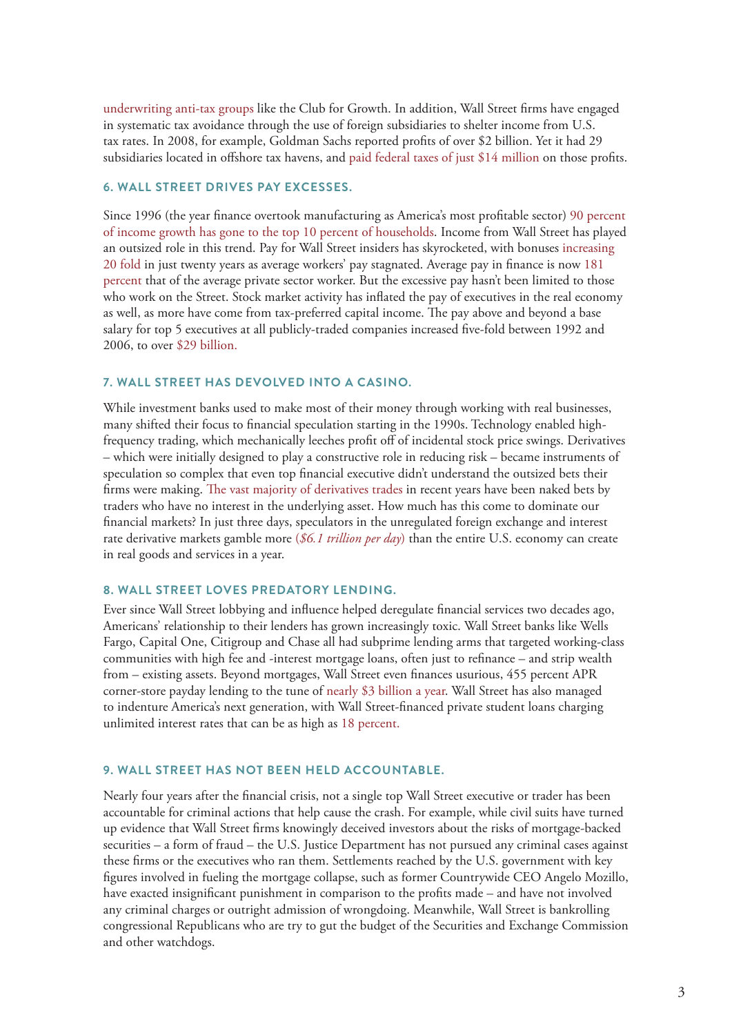underwriting anti-tax groups like the Club for Growth. In addition, Wall Street firms have engaged in systematic tax avoidance through the use of foreign subsidiaries to shelter income from U.S. tax rates. In 2008, for example, Goldman Sachs reported profits of over $2 billion. Yet it had 29 subsidiaries located in offshore tax havens, and paid federal taxes of just $14 million on those profits.

### 6. WALL STREET DRIVES PAY EXCESSES.

Since 1996 (the year finance overtook manufacturing as America's most profitable sector) 90 percent of income growth has gone to the top 10 percent of households. Income from Wall Street has played an outsized role in this trend. Pay for Wall Street insiders has skyrocketed, with bonuses increasing 20 fold in just twenty years as average workers' pay stagnated. Average pay in finance is now 181 percent that of the average private sector worker. But the excessive pay hasn't been limited to those who work on the Street. Stock market activity has inflated the pay of executives in the real economy as well, as more have come from tax-preferred capital income. The pay above and beyond a base salary for top 5 executives at all publicly-traded companies increased five-fold between 1992 and 2006, to over $29 billion.

### 7. WALL STREET HAS DEVOLVED INTO A CASINO.

While investment banks used to make most of their money through working with real businesses, many shifted their focus to financial speculation starting in the 1990s. Technology enabled high-frequency trading, which mechanically leeches profit off of incidental stock price swings. Derivatives – which were initially designed to play a constructive role in reducing risk – became instruments of speculation so complex that even top financial executive didn't understand the outsized bets their firms were making. The vast majority of derivatives trades in recent years have been naked bets by traders who have no interest in the underlying asset. How much has this come to dominate our financial markets? In just three days, speculators in the unregulated foreign exchange and interest rate derivative markets gamble more (*$6.1 trillion per day*) than the entire U.S. economy can create in real goods and services in a year.

### 8. WALL STREET LOVES PREDATORY LENDING.

Ever since Wall Street lobbying and influence helped deregulate financial services two decades ago, Americans' relationship to their lenders has grown increasingly toxic. Wall Street banks like Wells Fargo, Capital One, Citigroup and Chase all had subprime lending arms that targeted working-class communities with high fee and -interest mortgage loans, often just to refinance – and strip wealth from – existing assets. Beyond mortgages, Wall Street even finances usurious, 455 percent APR corner-store payday lending to the tune of nearly $3 billion a year. Wall Street has also managed to indenture America's next generation, with Wall Street-financed private student loans charging unlimited interest rates that can be as high as 18 percent.

### 9. WALL STREET HAS NOT BEEN HELD ACCOUNTABLE.

Nearly four years after the financial crisis, not a single top Wall Street executive or trader has been accountable for criminal actions that help cause the crash. For example, while civil suits have turned up evidence that Wall Street firms knowingly deceived investors about the risks of mortgage-backed securities – a form of fraud – the U.S. Justice Department has not pursued any criminal cases against these firms or the executives who ran them. Settlements reached by the U.S. government with key figures involved in fueling the mortgage collapse, such as former Countrywide CEO Angelo Mozillo, have exacted insignificant punishment in comparison to the profits made – and have not involved any criminal charges or outright admission of wrongdoing. Meanwhile, Wall Street is bankrolling congressional Republicans who are try to gut the budget of the Securities and Exchange Commission and other watchdogs.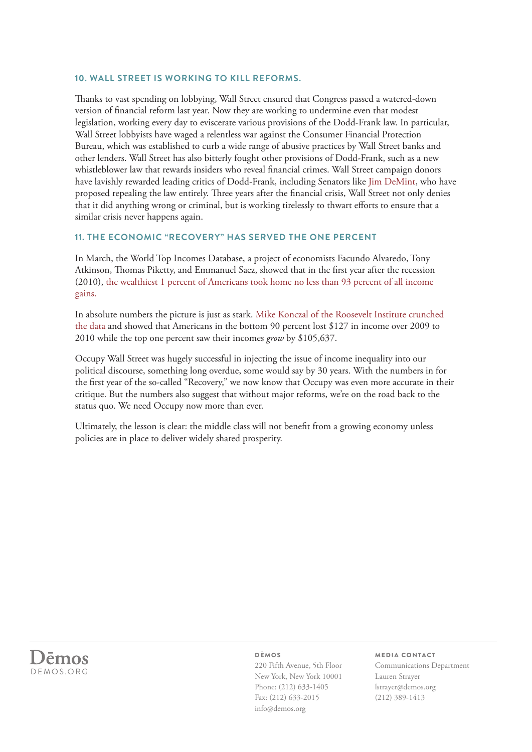### 10. WALL STREET IS WORKING TO KILL REFORMS.

Thanks to vast spending on lobbying, Wall Street ensured that Congress passed a watered-down version of financial reform last year. Now they are working to undermine even that modest legislation, working every day to eviscerate various provisions of the Dodd-Frank law. In particular, Wall Street lobbyists have waged a relentless war against the Consumer Financial Protection Bureau, which was established to curb a wide range of abusive practices by Wall Street banks and other lenders. Wall Street has also bitterly fought other provisions of Dodd-Frank, such as a new whistleblower law that rewards insiders who reveal financial crimes. Wall Street campaign donors have lavishly rewarded leading critics of Dodd-Frank, including Senators like Jim DeMint, who have proposed repealing the law entirely. Three years after the financial crisis, Wall Street not only denies that it did anything wrong or criminal, but is working tirelessly to thwart efforts to ensure that a similar crisis never happens again.

### 11. THE ECONOMIC "RECOVERY" HAS SERVED THE ONE PERCENT

In March, the World Top Incomes Database, a project of economists Facundo Alvaredo, Tony Atkinson, Thomas Piketty, and Emmanuel Saez, showed that in the first year after the recession (2010), the wealthiest 1 percent of Americans took home no less than 93 percent of all income gains.

In absolute numbers the picture is just as stark. Mike Konczal of the Roosevelt Institute crunched the data and showed that Americans in the bottom 90 percent lost $127 in income over 2009 to 2010 while the top one percent saw their incomes *grow* by $105,637.

Occupy Wall Street was hugely successful in injecting the issue of income inequality into our political discourse, something long overdue, some would say by 30 years. With the numbers in for the first year of the so-called "Recovery," we now know that Occupy was even more accurate in their critique. But the numbers also suggest that without major reforms, we're on the road back to the status quo. We need Occupy now more than ever.

Ultimately, the lesson is clear: the middle class will not benefit from a growing economy unless policies are in place to deliver widely shared prosperity.

Dēmos
DEMOS.ORG

**DĒMOS**
220 Fifth Avenue, 5th Floor
New York, New York 10001
Phone: (212) 633-1405
Fax: (212) 633-2015
info@demos.org

**MEDIA CONTACT**
Communications Department
Lauren Strayer
lstrayer@demos.org
(212) 389-1413